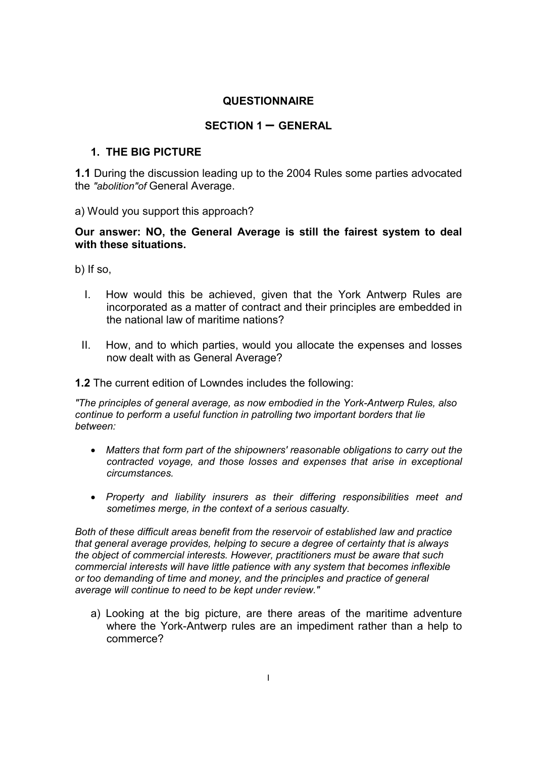# QUESTIONNAIRE

## SECTION 1 – GENERAL

### 1. THE BIG PICTURE

**1.1** During the discussion leading up to the 2004 Rules some parties advocated the *"abolition"of* General Average.

a) Would you support this approach?

**Our answer: NO, the General Average is still the fairest system to deal with these situations.**

b) If so,

I. How would this be achieved, given that the York Antwerp Rules are incorporated as a matter of contract and their principles are embedded in the national law of maritime nations?

II. How, and to which parties, would you allocate the expenses and losses now dealt with as General Average?

**1.2** The current edition of Lowndes includes the following:

*"The principles of general average, as now embodied in the York-Antwerp Rules, also continue to perform a useful function in patrolling two important borders that lie between:*

- *Matters that form part of the shipowners' reasonable obligations to carry out the contracted voyage, and those losses and expenses that arise in exceptional circumstances.*
- *Property and liability insurers as their differing responsibilities meet and sometimes merge, in the context of a serious casualty.*

*Both of these difficult areas benefit from the reservoir of established law and practice that general average provides, helping to secure a degree of certainty that is always the object of commercial interests. However, practitioners must be aware that such commercial interests will have little patience with any system that becomes inflexible or too demanding of time and money, and the principles and practice of general average will continue to need to be kept under review."*

a) Looking at the big picture, are there areas of the maritime adventure where the York-Antwerp rules are an impediment rather than a help to commerce?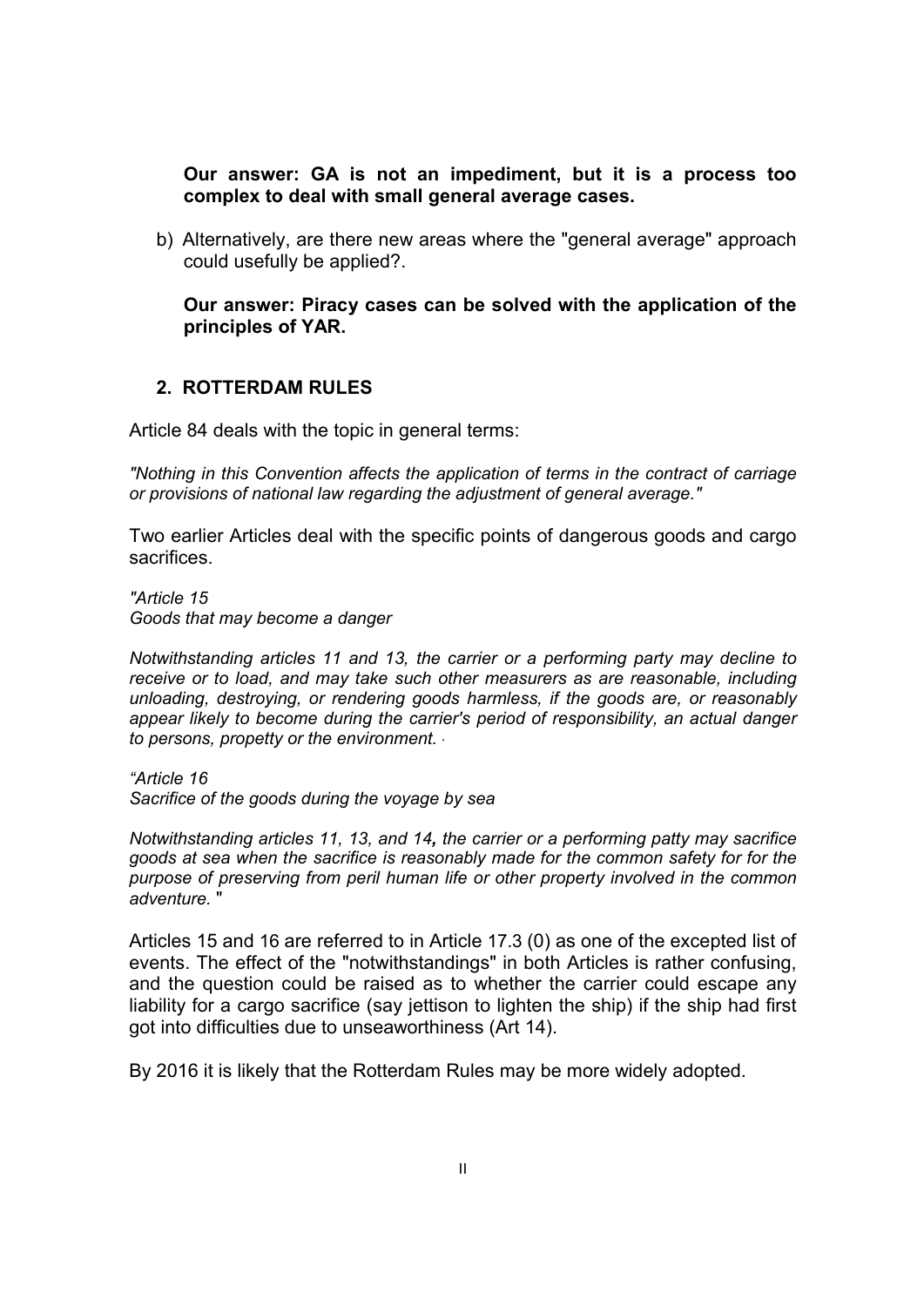**Our answer: GA is not an impediment, but it is a process too complex to deal with small general average cases.**

b) Alternatively, are there new areas where the "general average" approach could usefully be applied?.

**Our answer: Piracy cases can be solved with the application of the principles of YAR.**

## 2. ROTTERDAM RULES

Article 84 deals with the topic in general terms:

*"Nothing in this Convention affects the application of terms in the contract of carriage or provisions of national law regarding the adjustment of general average."*

Two earlier Articles deal with the specific points of dangerous goods and cargo sacrifices.

*"Article 15*
*Goods that may become a danger*

*Notwithstanding articles 11 and 13, the carrier or a performing party may decline to receive or to load, and may take such other measurers as are reasonable, including unloading, destroying, or rendering goods harmless, if the goods are, or reasonably appear likely to become during the carrier's period of responsibility, an actual danger to persons, propetty or the environment.*

*"Article 16*
*Sacrifice of the goods during the voyage by sea*

*Notwithstanding articles 11, 13, and 14, the carrier or a performing patty may sacrifice goods at sea when the sacrifice is reasonably made for the common safety for for the purpose of preserving from peril human life or other property involved in the common adventure.* "

Articles 15 and 16 are referred to in Article 17.3 (0) as one of the excepted list of events. The effect of the "notwithstandings" in both Articles is rather confusing, and the question could be raised as to whether the carrier could escape any liability for a cargo sacrifice (say jettison to lighten the ship) if the ship had first got into difficulties due to unseaworthiness (Art 14).

By 2016 it is likely that the Rotterdam Rules may be more widely adopted.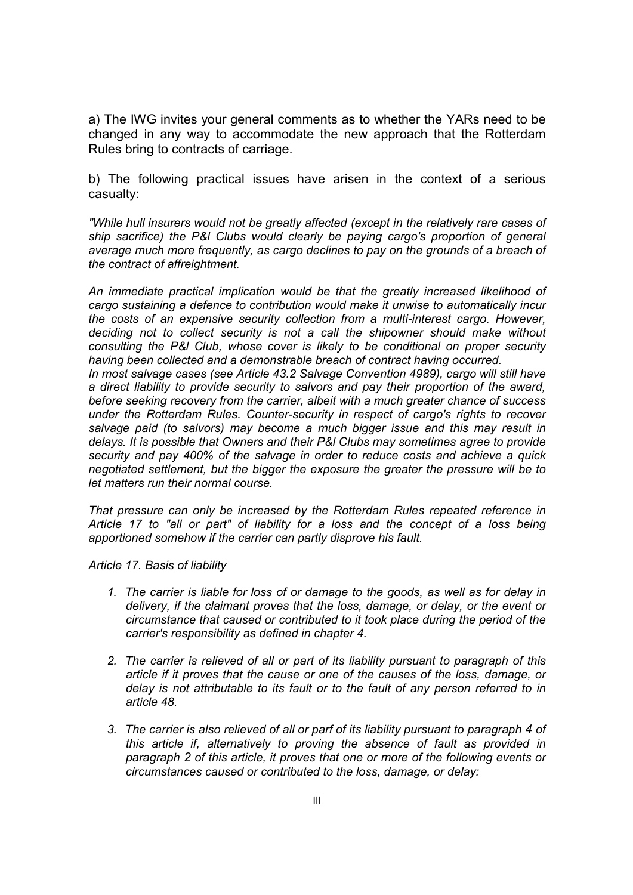a) The IWG invites your general comments as to whether the YARs need to be changed in any way to accommodate the new approach that the Rotterdam Rules bring to contracts of carriage.

b) The following practical issues have arisen in the context of a serious casualty:

*"While hull insurers would not be greatly affected (except in the relatively rare cases of ship sacrifice) the P&I Clubs would clearly be paying cargo's proportion of general average much more frequently, as cargo declines to pay on the grounds of a breach of the contract of affreightment.*

*An immediate practical implication would be that the greatly increased likelihood of cargo sustaining a defence to contribution would make it unwise to automatically incur the costs of an expensive security collection from a multi-interest cargo. However, deciding not to collect security is not a call the shipowner should make without consulting the P&I Club, whose cover is likely to be conditional on proper security having been collected and a demonstrable breach of contract having occurred.*

*In most salvage cases (see Article 43.2 Salvage Convention 4989), cargo will still have a direct liability to provide security to salvors and pay their proportion of the award, before seeking recovery from the carrier, albeit with a much greater chance of success under the Rotterdam Rules. Counter-security in respect of cargo's rights to recover salvage paid (to salvors) may become a much bigger issue and this may result in delays. It is possible that Owners and their P&I Clubs may sometimes agree to provide security and pay 400% of the salvage in order to reduce costs and achieve a quick negotiated settlement, but the bigger the exposure the greater the pressure will be to let matters run their normal course.*

*That pressure can only be increased by the Rotterdam Rules repeated reference in Article 17 to "all or part" of liability for a loss and the concept of a loss being apportioned somehow if the carrier can partly disprove his fault.*

*Article 17. Basis of liability*

1. *The carrier is liable for loss of or damage to the goods, as well as for delay in delivery, if the claimant proves that the loss, damage, or delay, or the event or circumstance that caused or contributed to it took place during the period of the carrier's responsibility as defined in chapter 4.*
2. *The carrier is relieved of all or part of its liability pursuant to paragraph of this article if it proves that the cause or one of the causes of the loss, damage, or delay is not attributable to its fault or to the fault of any person referred to in article 48.*
3. *The carrier is also relieved of all or parf of its liability pursuant to paragraph 4 of this article if, alternatively to proving the absence of fault as provided in paragraph 2 of this article, it proves that one or more of the following events or circumstances caused or contributed to the loss, damage, or delay:*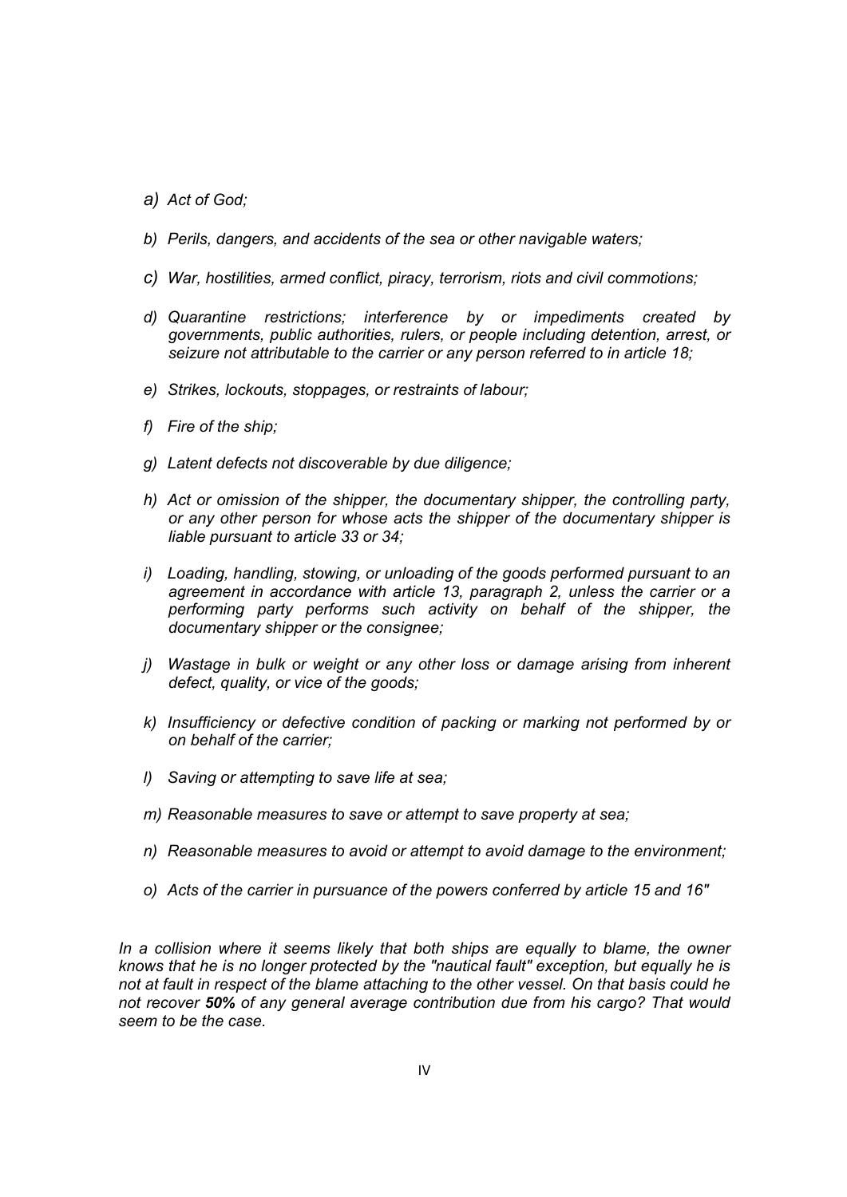- *a) Act of God;*
- *b) Perils, dangers, and accidents of the sea or other navigable waters;*
- *c) War, hostilities, armed conflict, piracy, terrorism, riots and civil commotions;*
- *d) Quarantine restrictions; interference by or impediments created by governments, public authorities, rulers, or people including detention, arrest, or seizure not attributable to the carrier or any person referred to in article 18;*
- *e) Strikes, lockouts, stoppages, or restraints of labour;*
- *f) Fire of the ship;*
- *g) Latent defects not discoverable by due diligence;*
- *h) Act or omission of the shipper, the documentary shipper, the controlling party, or any other person for whose acts the shipper of the documentary shipper is liable pursuant to article 33 or 34;*
- *i) Loading, handling, stowing, or unloading of the goods performed pursuant to an agreement in accordance with article 13, paragraph 2, unless the carrier or a performing party performs such activity on behalf of the shipper, the documentary shipper or the consignee;*
- *j) Wastage in bulk or weight or any other loss or damage arising from inherent defect, quality, or vice of the goods;*
- *k) Insufficiency or defective condition of packing or marking not performed by or on behalf of the carrier;*
- *l) Saving or attempting to save life at sea;*
- *m) Reasonable measures to save or attempt to save property at sea;*
- *n) Reasonable measures to avoid or attempt to avoid damage to the environment;*
- *o) Acts of the carrier in pursuance of the powers conferred by article 15 and 16"*

*In a collision where it seems likely that both ships are equally to blame, the owner knows that he is no longer protected by the "nautical fault" exception, but equally he is not at fault in respect of the blame attaching to the other vessel. On that basis could he not recover **50%** of any general average contribution due from his cargo? That would seem to be the case.*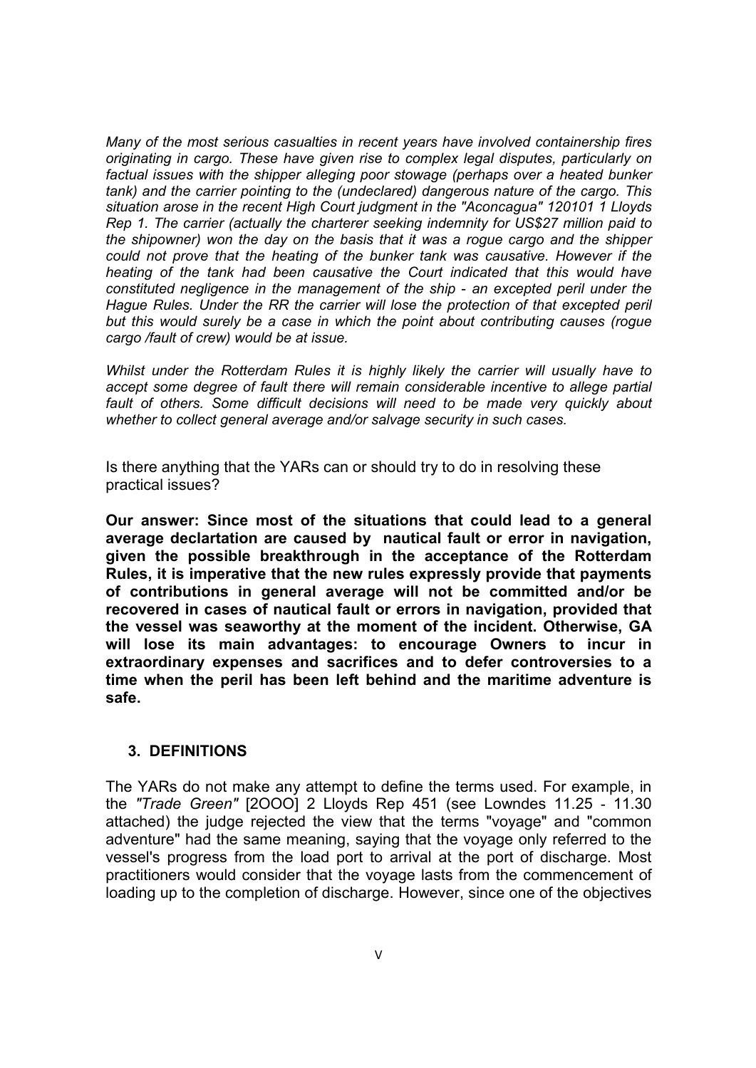*Many of the most serious casualties in recent years have involved containership fires originating in cargo. These have given rise to complex legal disputes, particularly on factual issues with the shipper alleging poor stowage (perhaps over a heated bunker tank) and the carrier pointing to the (undeclared) dangerous nature of the cargo. This situation arose in the recent High Court judgment in the "Aconcagua" 120101 1 Lloyds Rep 1. The carrier (actually the charterer seeking indemnity for US$27 million paid to the shipowner) won the day on the basis that it was a rogue cargo and the shipper could not prove that the heating of the bunker tank was causative. However if the heating of the tank had been causative the Court indicated that this would have constituted negligence in the management of the ship - an excepted peril under the Hague Rules. Under the RR the carrier will lose the protection of that excepted peril but this would surely be a case in which the point about contributing causes (rogue cargo /fault of crew) would be at issue.*

*Whilst under the Rotterdam Rules it is highly likely the carrier will usually have to accept some degree of fault there will remain considerable incentive to allege partial fault of others. Some difficult decisions will need to be made very quickly about whether to collect general average and/or salvage security in such cases.*

Is there anything that the YARs can or should try to do in resolving these practical issues?

**Our answer: Since most of the situations that could lead to a general average declartation are caused by nautical fault or error in navigation, given the possible breakthrough in the acceptance of the Rotterdam Rules, it is imperative that the new rules expressly provide that payments of contributions in general average will not be committed and/or be recovered in cases of nautical fault or errors in navigation, provided that the vessel was seaworthy at the moment of the incident. Otherwise, GA will lose its main advantages: to encourage Owners to incur in extraordinary expenses and sacrifices and to defer controversies to a time when the peril has been left behind and the maritime adventure is safe.**

## 3. DEFINITIONS

The YARs do not make any attempt to define the terms used. For example, in the *"Trade Green"* [2OOO] 2 Lloyds Rep 451 (see Lowndes 11.25 - 11.30 attached) the judge rejected the view that the terms "voyage" and "common adventure" had the same meaning, saying that the voyage only referred to the vessel's progress from the load port to arrival at the port of discharge. Most practitioners would consider that the voyage lasts from the commencement of loading up to the completion of discharge. However, since one of the objectives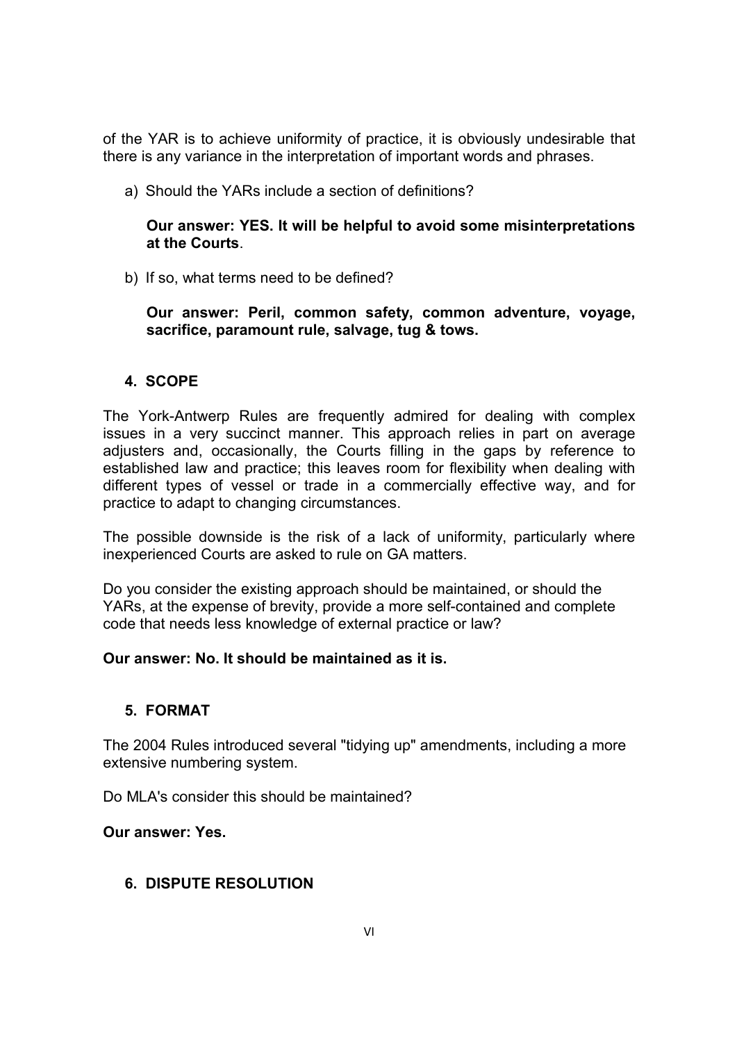of the YAR is to achieve uniformity of practice, it is obviously undesirable that there is any variance in the interpretation of important words and phrases.

a) Should the YARs include a section of definitions?

   **Our answer: YES. It will be helpful to avoid some misinterpretations at the Courts**.

b) If so, what terms need to be defined?

   **Our answer: Peril, common safety, common adventure, voyage, sacrifice, paramount rule, salvage, tug & tows.**

## 4. SCOPE

The York-Antwerp Rules are frequently admired for dealing with complex issues in a very succinct manner. This approach relies in part on average adjusters and, occasionally, the Courts filling in the gaps by reference to established law and practice; this leaves room for flexibility when dealing with different types of vessel or trade in a commercially effective way, and for practice to adapt to changing circumstances.

The possible downside is the risk of a lack of uniformity, particularly where inexperienced Courts are asked to rule on GA matters.

Do you consider the existing approach should be maintained, or should the YARs, at the expense of brevity, provide a more self-contained and complete code that needs less knowledge of external practice or law?

**Our answer: No. It should be maintained as it is.**

## 5. FORMAT

The 2004 Rules introduced several "tidying up" amendments, including a more extensive numbering system.

Do MLA's consider this should be maintained?

**Our answer: Yes.**

## 6. DISPUTE RESOLUTION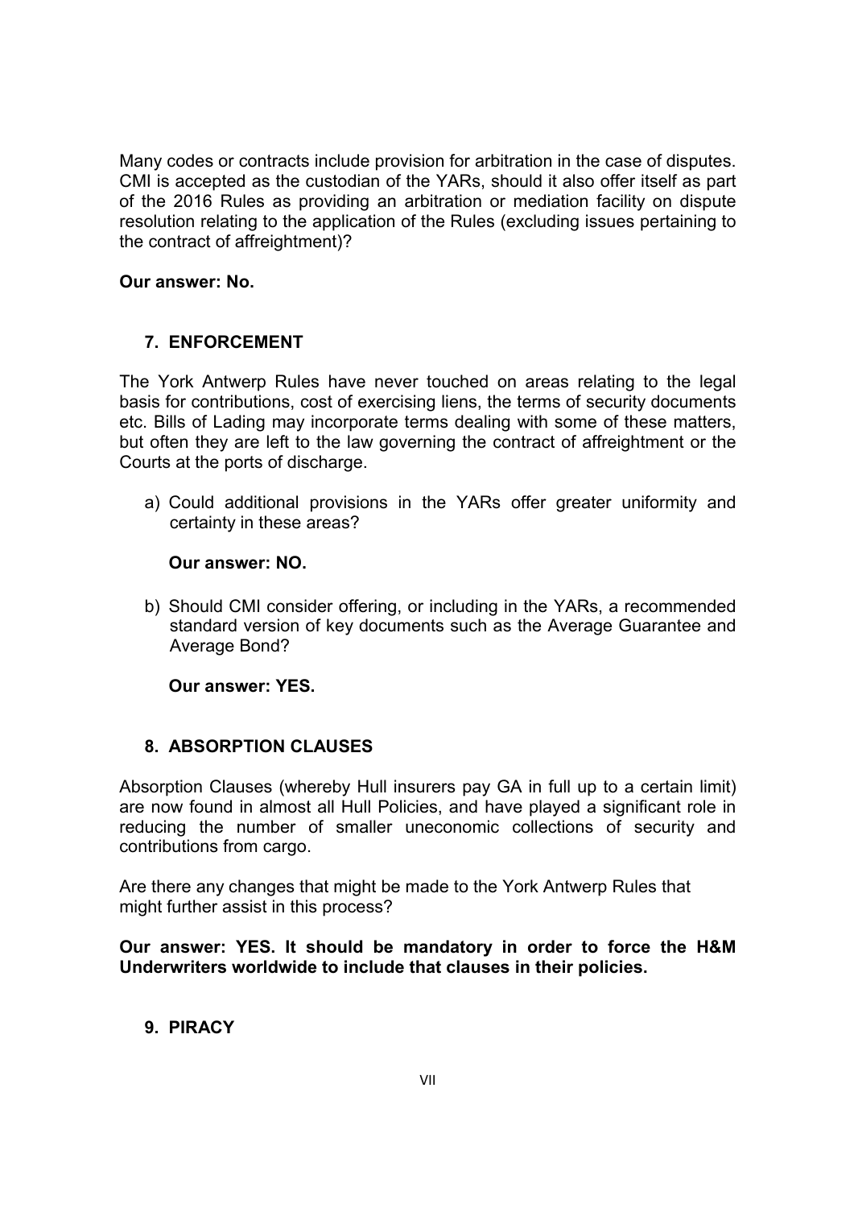Many codes or contracts include provision for arbitration in the case of disputes. CMI is accepted as the custodian of the YARs, should it also offer itself as part of the 2016 Rules as providing an arbitration or mediation facility on dispute resolution relating to the application of the Rules (excluding issues pertaining to the contract of affreightment)?

**Our answer: No.**

## 7. ENFORCEMENT

The York Antwerp Rules have never touched on areas relating to the legal basis for contributions, cost of exercising liens, the terms of security documents etc. Bills of Lading may incorporate terms dealing with some of these matters, but often they are left to the law governing the contract of affreightment or the Courts at the ports of discharge.

a) Could additional provisions in the YARs offer greater uniformity and certainty in these areas?

   **Our answer: NO.**

b) Should CMI consider offering, or including in the YARs, a recommended standard version of key documents such as the Average Guarantee and Average Bond?

   **Our answer: YES.**

## 8. ABSORPTION CLAUSES

Absorption Clauses (whereby Hull insurers pay GA in full up to a certain limit) are now found in almost all Hull Policies, and have played a significant role in reducing the number of smaller uneconomic collections of security and contributions from cargo.

Are there any changes that might be made to the York Antwerp Rules that might further assist in this process?

**Our answer: YES. It should be mandatory in order to force the H&M Underwriters worldwide to include that clauses in their policies.**

## 9. PIRACY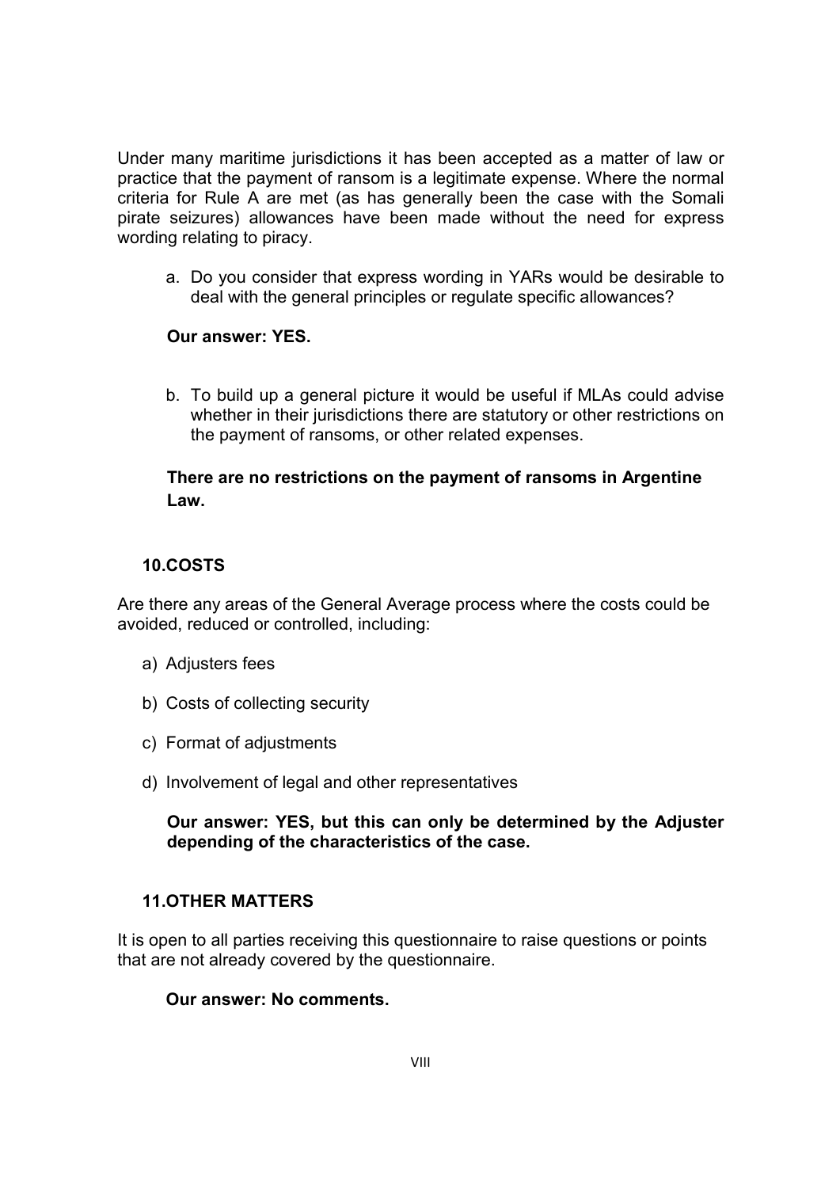Under many maritime jurisdictions it has been accepted as a matter of law or practice that the payment of ransom is a legitimate expense. Where the normal criteria for Rule A are met (as has generally been the case with the Somali pirate seizures) allowances have been made without the need for express wording relating to piracy.

a. Do you consider that express wording in YARs would be desirable to deal with the general principles or regulate specific allowances?

**Our answer: YES.**

b. To build up a general picture it would be useful if MLAs could advise whether in their jurisdictions there are statutory or other restrictions on the payment of ransoms, or other related expenses.

**There are no restrictions on the payment of ransoms in Argentine Law.**

## 10.COSTS

Are there any areas of the General Average process where the costs could be avoided, reduced or controlled, including:

a) Adjusters fees

b) Costs of collecting security

c) Format of adjustments

d) Involvement of legal and other representatives

**Our answer: YES, but this can only be determined by the Adjuster depending of the characteristics of the case.**

## 11.OTHER MATTERS

It is open to all parties receiving this questionnaire to raise questions or points that are not already covered by the questionnaire.

**Our answer: No comments.**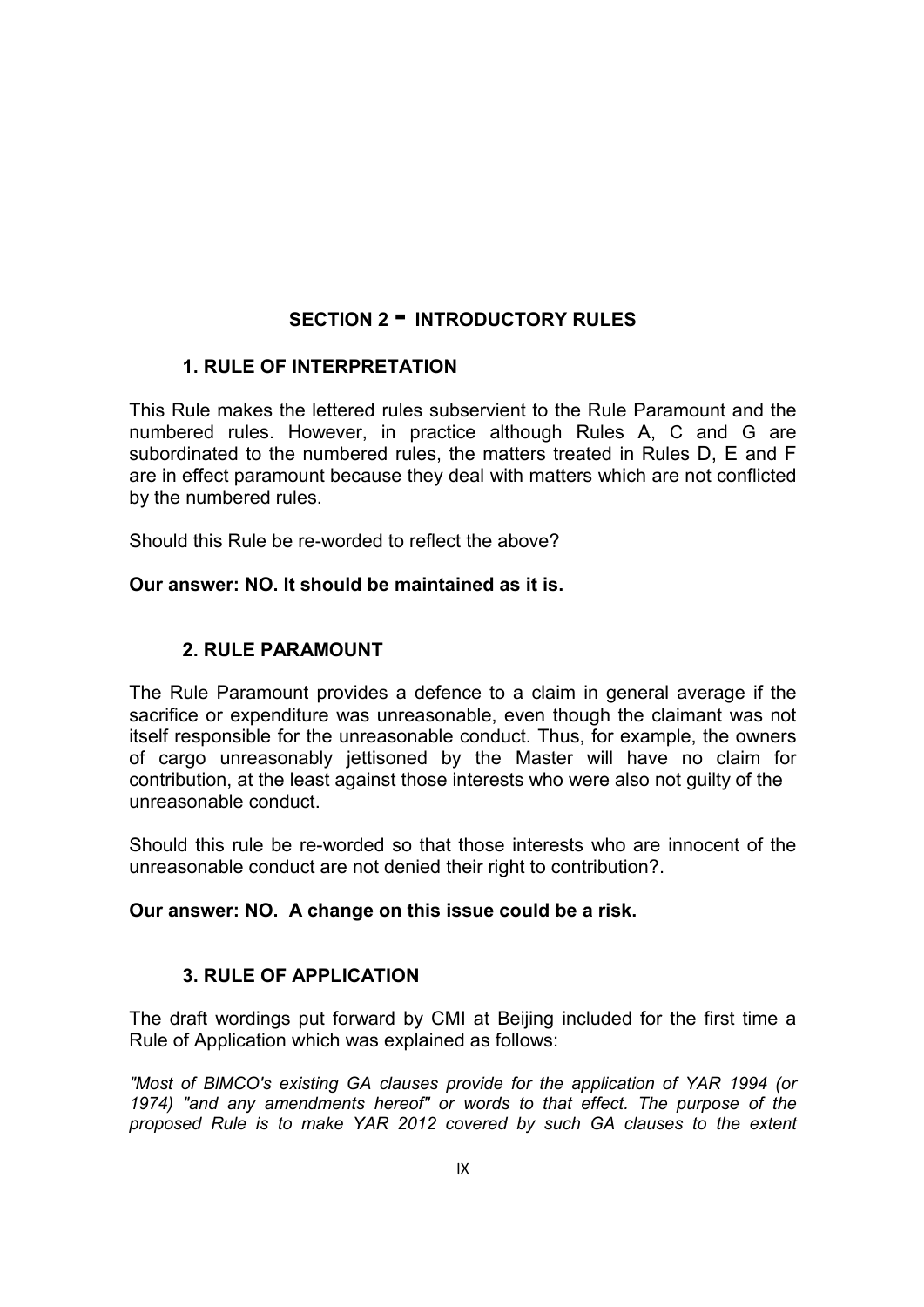## SECTION 2 - INTRODUCTORY RULES

### 1. RULE OF INTERPRETATION

This Rule makes the lettered rules subservient to the Rule Paramount and the numbered rules. However, in practice although Rules A, C and G are subordinated to the numbered rules, the matters treated in Rules D, E and F are in effect paramount because they deal with matters which are not conflicted by the numbered rules.

Should this Rule be re-worded to reflect the above?

**Our answer: NO. It should be maintained as it is.**

### 2. RULE PARAMOUNT

The Rule Paramount provides a defence to a claim in general average if the sacrifice or expenditure was unreasonable, even though the claimant was not itself responsible for the unreasonable conduct. Thus, for example, the owners of cargo unreasonably jettisoned by the Master will have no claim for contribution, at the least against those interests who were also not guilty of the unreasonable conduct.

Should this rule be re-worded so that those interests who are innocent of the unreasonable conduct are not denied their right to contribution?.

**Our answer: NO. A change on this issue could be a risk.**

### 3. RULE OF APPLICATION

The draft wordings put forward by CMI at Beijing included for the first time a Rule of Application which was explained as follows:

*"Most of BIMCO's existing GA clauses provide for the application of YAR 1994 (or 1974) "and any amendments hereof" or words to that effect. The purpose of the proposed Rule is to make YAR 2012 covered by such GA clauses to the extent*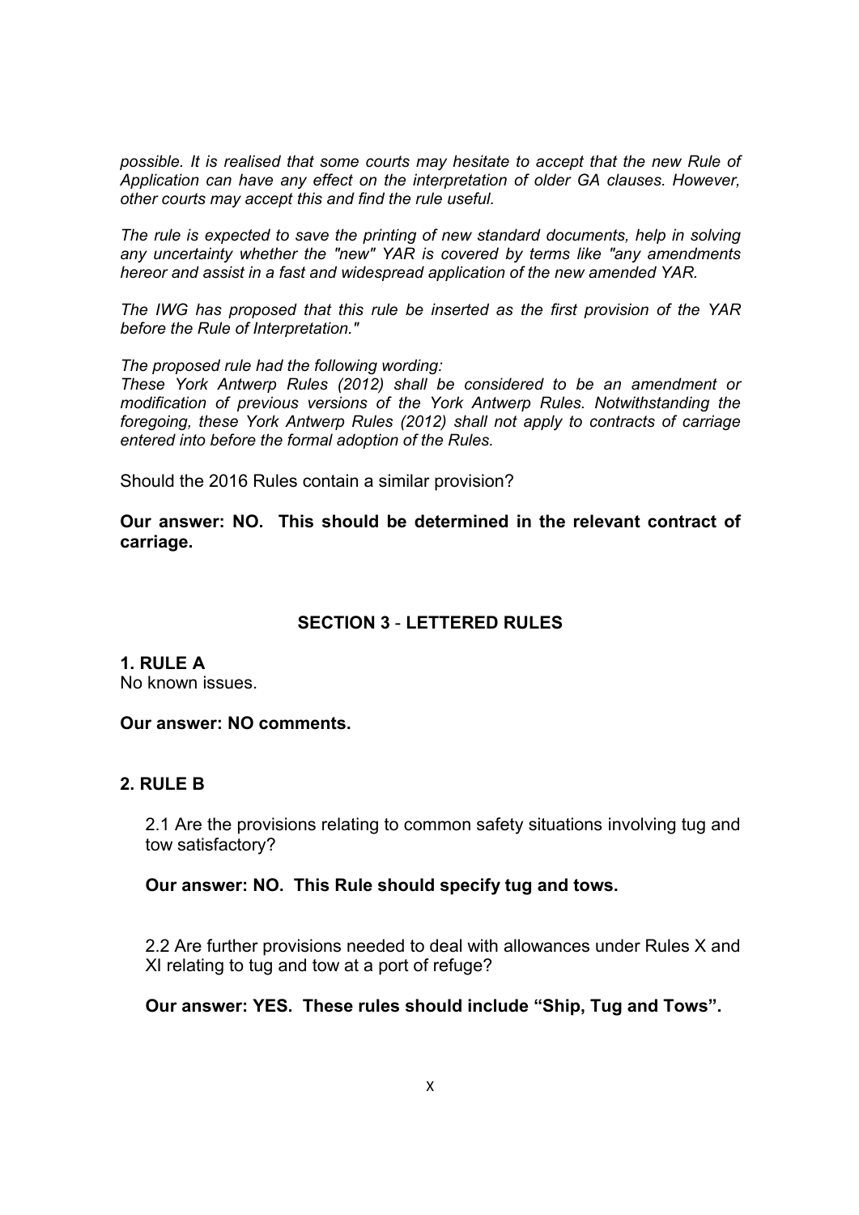*possible. It is realised that some courts may hesitate to accept that the new Rule of Application can have any effect on the interpretation of older GA clauses. However, other courts may accept this and find the rule useful.*

*The rule is expected to save the printing of new standard documents, help in solving any uncertainty whether the "new" YAR is covered by terms like "any amendments hereor and assist in a fast and widespread application of the new amended YAR.*

*The IWG has proposed that this rule be inserted as the first provision of the YAR before the Rule of Interpretation."*

*The proposed rule had the following wording:*
*These York Antwerp Rules (2012) shall be considered to be an amendment or modification of previous versions of the York Antwerp Rules. Notwithstanding the foregoing, these York Antwerp Rules (2012) shall not apply to contracts of carriage entered into before the formal adoption of the Rules.*

Should the 2016 Rules contain a similar provision?

**Our answer: NO. This should be determined in the relevant contract of carriage.**

## SECTION 3 - LETTERED RULES

### 1. RULE A

No known issues.

**Our answer: NO comments.**

### 2. RULE B

2.1 Are the provisions relating to common safety situations involving tug and tow satisfactory?

**Our answer: NO. This Rule should specify tug and tows.**

2.2 Are further provisions needed to deal with allowances under Rules X and XI relating to tug and tow at a port of refuge?

**Our answer: YES. These rules should include "Ship, Tug and Tows".**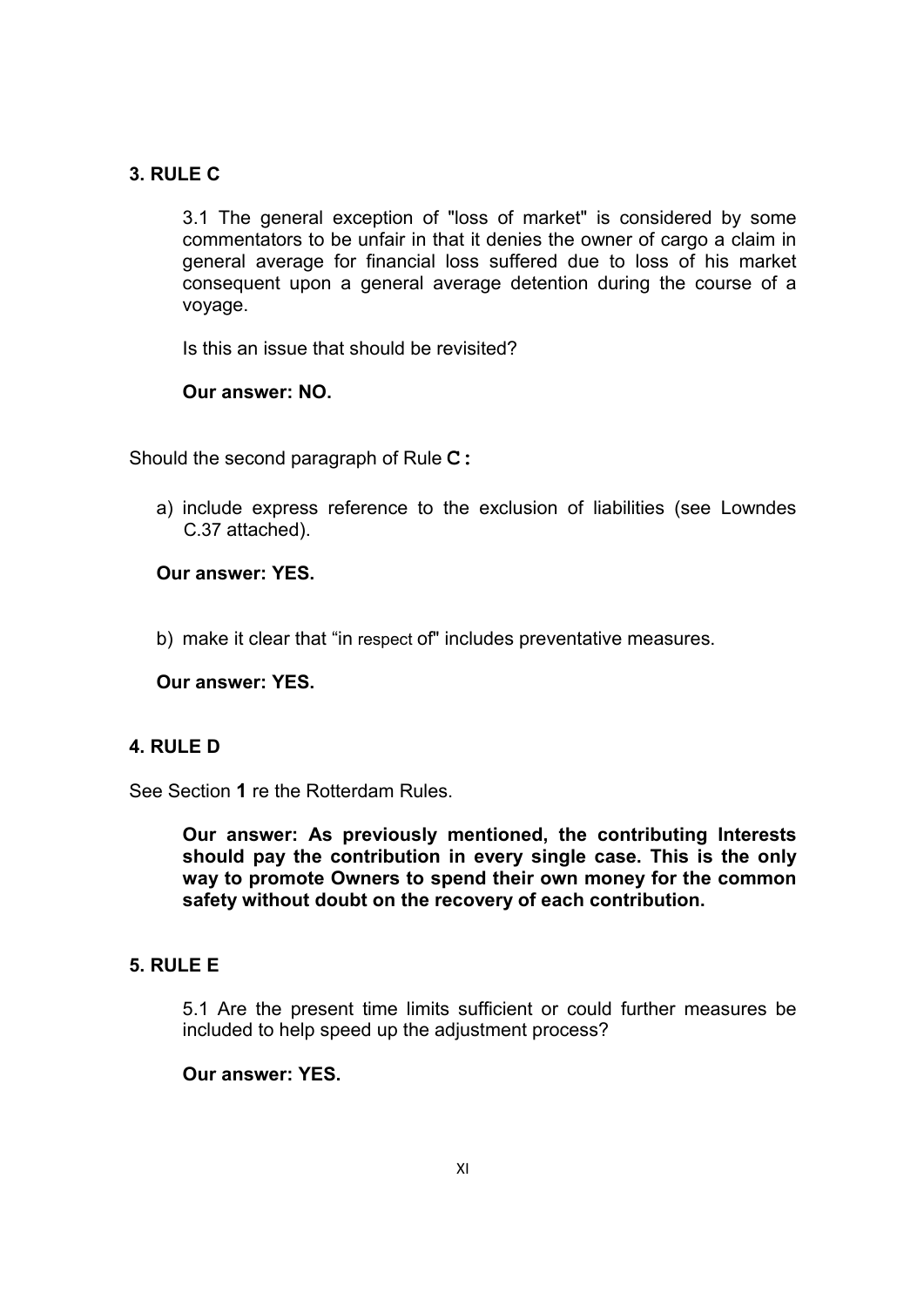## 3. RULE C

3.1 The general exception of "loss of market" is considered by some commentators to be unfair in that it denies the owner of cargo a claim in general average for financial loss suffered due to loss of his market consequent upon a general average detention during the course of a voyage.

Is this an issue that should be revisited?

**Our answer: NO.**

Should the second paragraph of Rule **C :**

a) include express reference to the exclusion of liabilities (see Lowndes C.37 attached).

**Our answer: YES.**

b) make it clear that "in respect of" includes preventative measures.

**Our answer: YES.**

## 4. RULE D

See Section **1** re the Rotterdam Rules.

**Our answer: As previously mentioned, the contributing Interests should pay the contribution in every single case. This is the only way to promote Owners to spend their own money for the common safety without doubt on the recovery of each contribution.**

## 5. RULE E

5.1 Are the present time limits sufficient or could further measures be included to help speed up the adjustment process?

**Our answer: YES.**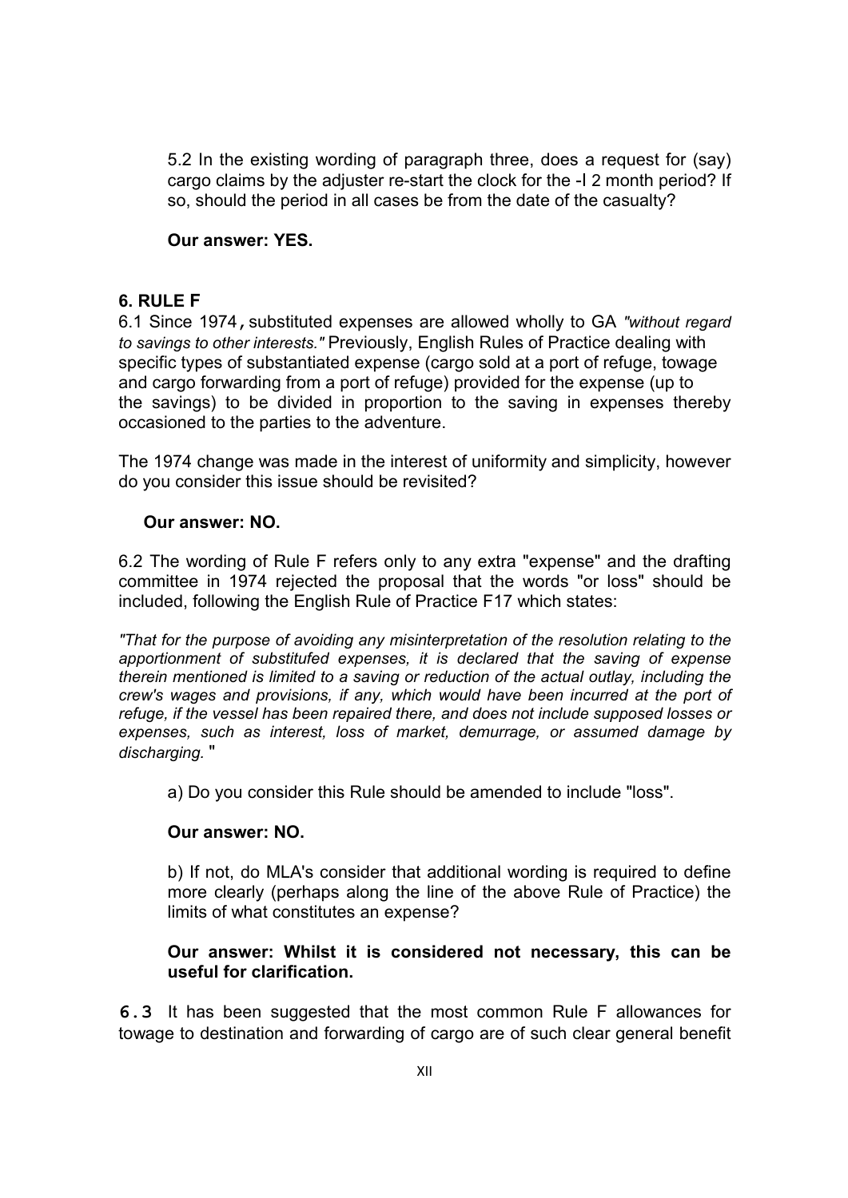5.2 In the existing wording of paragraph three, does a request for (say) cargo claims by the adjuster re-start the clock for the -l 2 month period? If so, should the period in all cases be from the date of the casualty?

**Our answer: YES.**

## 6. RULE F

6.1 Since 1974, substituted expenses are allowed wholly to GA *"without regard to savings to other interests."* Previously, English Rules of Practice dealing with specific types of substantiated expense (cargo sold at a port of refuge, towage and cargo forwarding from a port of refuge) provided for the expense (up to the savings) to be divided in proportion to the saving in expenses thereby occasioned to the parties to the adventure.

The 1974 change was made in the interest of uniformity and simplicity, however do you consider this issue should be revisited?

**Our answer: NO.**

6.2 The wording of Rule F refers only to any extra "expense" and the drafting committee in 1974 rejected the proposal that the words "or loss" should be included, following the English Rule of Practice F17 which states:

*"That for the purpose of avoiding any misinterpretation of the resolution relating to the apportionment of substitufed expenses, it is declared that the saving of expense therein mentioned is limited to a saving or reduction of the actual outlay, including the crew's wages and provisions, if any, which would have been incurred at the port of refuge, if the vessel has been repaired there, and does not include supposed losses or expenses, such as interest, loss of market, demurrage, or assumed damage by discharging.* "

a) Do you consider this Rule should be amended to include "loss".

**Our answer: NO.**

b) If not, do MLA's consider that additional wording is required to define more clearly (perhaps along the line of the above Rule of Practice) the limits of what constitutes an expense?

**Our answer: Whilst it is considered not necessary, this can be useful for clarification.**

**6.3** It has been suggested that the most common Rule F allowances for towage to destination and forwarding of cargo are of such clear general benefit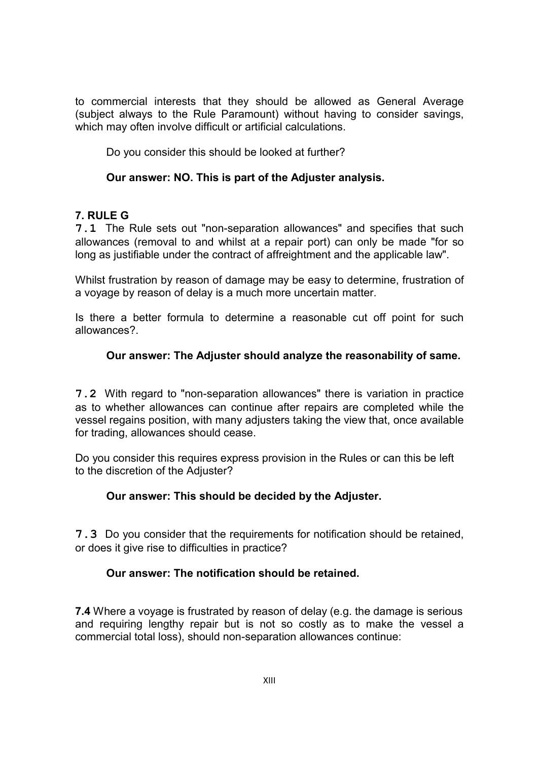to commercial interests that they should be allowed as General Average (subject always to the Rule Paramount) without having to consider savings, which may often involve difficult or artificial calculations.

Do you consider this should be looked at further?

**Our answer: NO. This is part of the Adjuster analysis.**

### 7. RULE G

**7.1** The Rule sets out "non-separation allowances" and specifies that such allowances (removal to and whilst at a repair port) can only be made "for so long as justifiable under the contract of affreightment and the applicable law".

Whilst frustration by reason of damage may be easy to determine, frustration of a voyage by reason of delay is a much more uncertain matter.

Is there a better formula to determine a reasonable cut off point for such allowances?.

**Our answer: The Adjuster should analyze the reasonability of same.**

**7.2** With regard to "non-separation allowances" there is variation in practice as to whether allowances can continue after repairs are completed while the vessel regains position, with many adjusters taking the view that, once available for trading, allowances should cease.

Do you consider this requires express provision in the Rules or can this be left to the discretion of the Adjuster?

**Our answer: This should be decided by the Adjuster.**

**7.3** Do you consider that the requirements for notification should be retained, or does it give rise to difficulties in practice?

**Our answer: The notification should be retained.**

**7.4** Where a voyage is frustrated by reason of delay (e.g. the damage is serious and requiring lengthy repair but is not so costly as to make the vessel a commercial total loss), should non-separation allowances continue: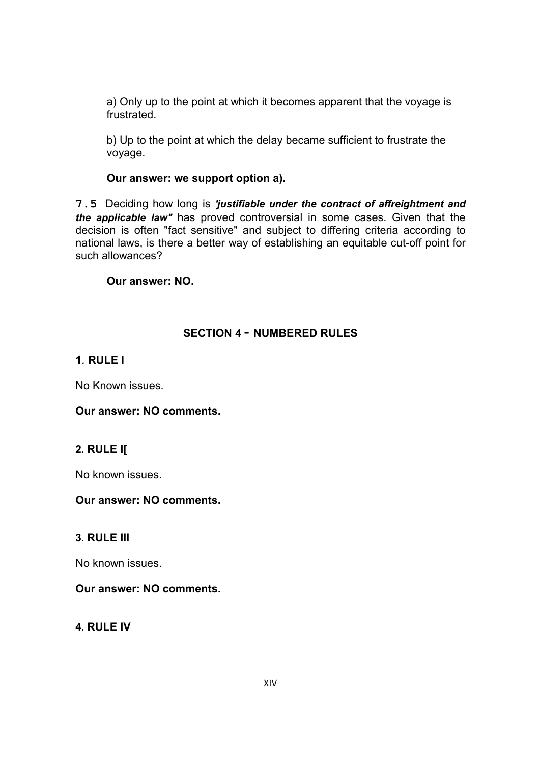a) Only up to the point at which it becomes apparent that the voyage is frustrated.

b) Up to the point at which the delay became sufficient to frustrate the voyage.

**Our answer: we support option a).**

**7.5** Deciding how long is ***'justifiable under the contract of affreightment and the applicable law"*** has proved controversial in some cases. Given that the decision is often "fact sensitive" and subject to differing criteria according to national laws, is there a better way of establishing an equitable cut-off point for such allowances?

**Our answer: NO.**

## SECTION 4 - NUMBERED RULES

### 1. RULE I

No Known issues.

**Our answer: NO comments.**

### 2. RULE I[

No known issues.

**Our answer: NO comments.**

### 3. RULE III

No known issues.

**Our answer: NO comments.**

### 4. RULE IV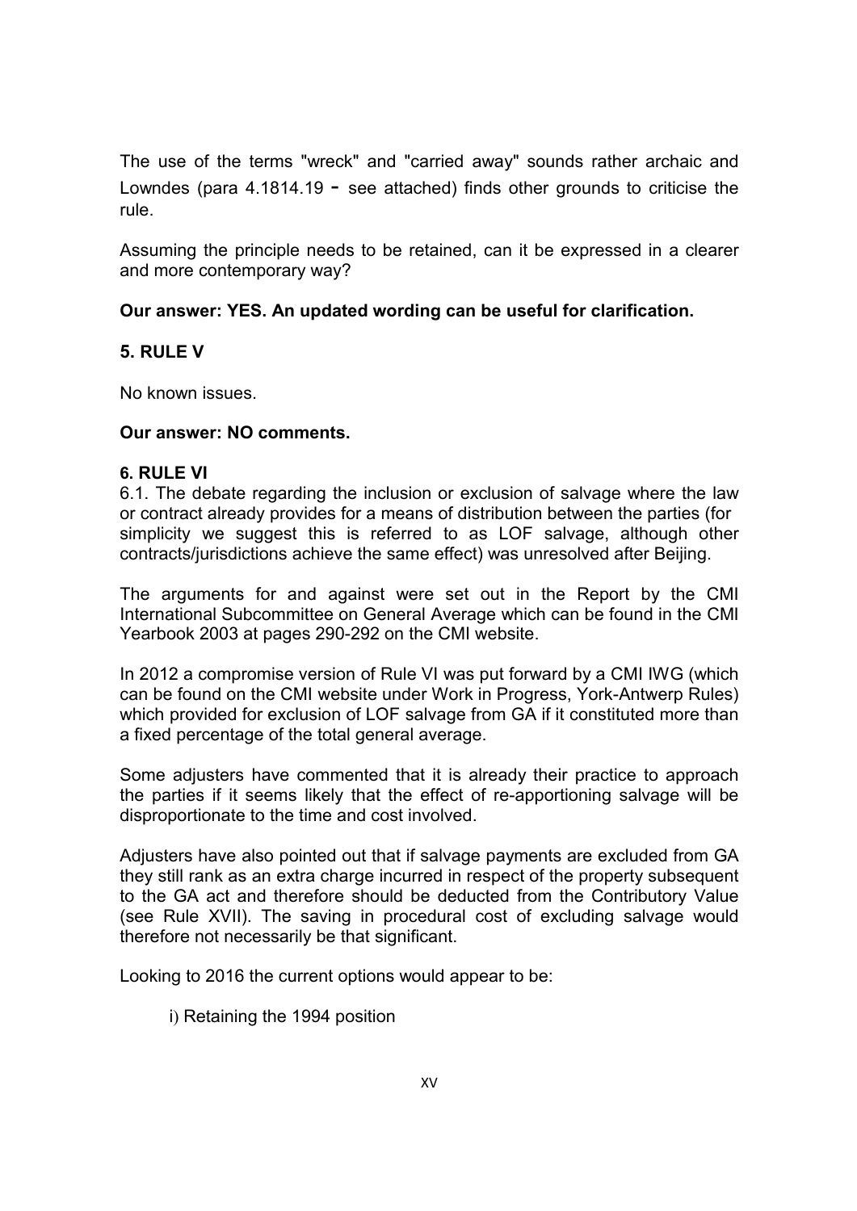The use of the terms "wreck" and "carried away" sounds rather archaic and Lowndes (para 4.1814.19 - see attached) finds other grounds to criticise the rule.

Assuming the principle needs to be retained, can it be expressed in a clearer and more contemporary way?

**Our answer: YES. An updated wording can be useful for clarification.**

## 5. RULE V

No known issues.

**Our answer: NO comments.**

## 6. RULE VI

6.1. The debate regarding the inclusion or exclusion of salvage where the law or contract already provides for a means of distribution between the parties (for simplicity we suggest this is referred to as LOF salvage, although other contracts/jurisdictions achieve the same effect) was unresolved after Beijing.

The arguments for and against were set out in the Report by the CMI International Subcommittee on General Average which can be found in the CMI Yearbook 2003 at pages 290-292 on the CMI website.

In 2012 a compromise version of Rule VI was put forward by a CMI IWG (which can be found on the CMI website under Work in Progress, York-Antwerp Rules) which provided for exclusion of LOF salvage from GA if it constituted more than a fixed percentage of the total general average.

Some adjusters have commented that it is already their practice to approach the parties if it seems likely that the effect of re-apportioning salvage will be disproportionate to the time and cost involved.

Adjusters have also pointed out that if salvage payments are excluded from GA they still rank as an extra charge incurred in respect of the property subsequent to the GA act and therefore should be deducted from the Contributory Value (see Rule XVII). The saving in procedural cost of excluding salvage would therefore not necessarily be that significant.

Looking to 2016 the current options would appear to be:

i) Retaining the 1994 position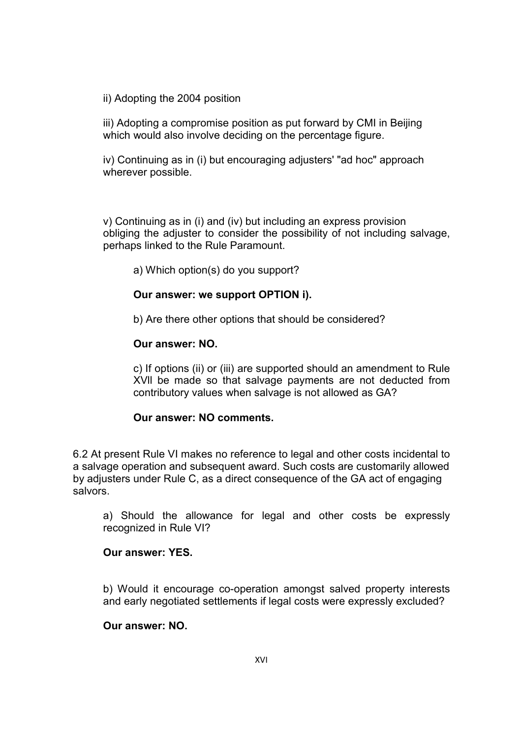ii) Adopting the 2004 position

iii) Adopting a compromise position as put forward by CMI in Beijing which would also involve deciding on the percentage figure.

iv) Continuing as in (i) but encouraging adjusters' "ad hoc" approach wherever possible.

v) Continuing as in (i) and (iv) but including an express provision obliging the adjuster to consider the possibility of not including salvage, perhaps linked to the Rule Paramount.

a) Which option(s) do you support?

**Our answer: we support OPTION i).**

b) Are there other options that should be considered?

**Our answer: NO.**

c) If options (ii) or (iii) are supported should an amendment to Rule XVll be made so that salvage payments are not deducted from contributory values when salvage is not allowed as GA?

**Our answer: NO comments.**

6.2 At present Rule VI makes no reference to legal and other costs incidental to a salvage operation and subsequent award. Such costs are customarily allowed by adjusters under Rule C, as a direct consequence of the GA act of engaging salvors.

a) Should the allowance for legal and other costs be expressly recognized in Rule VI?

**Our answer: YES.**

b) Would it encourage co-operation amongst salved property interests and early negotiated settlements if legal costs were expressly excluded?

**Our answer: NO.**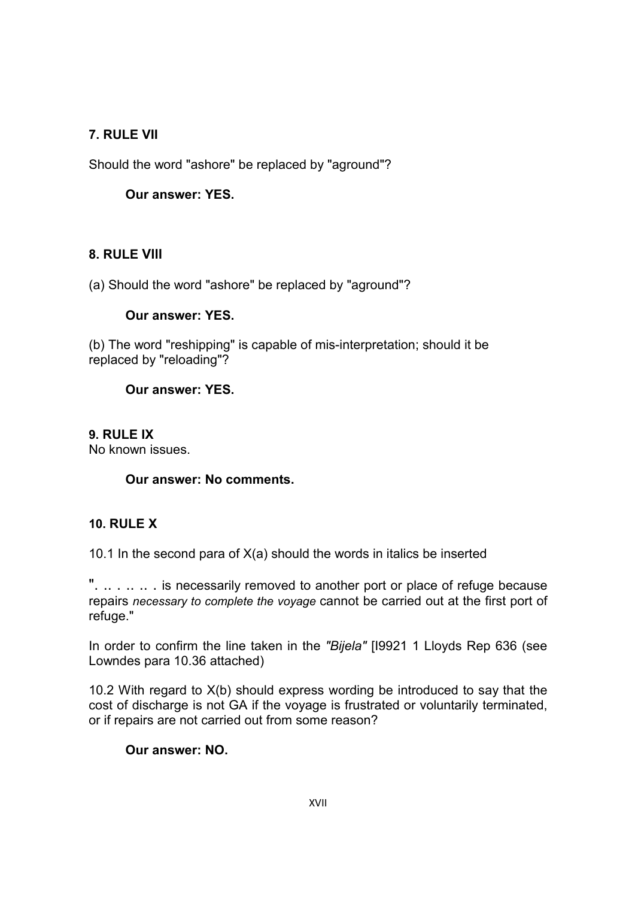## 7. RULE VII

Should the word "ashore" be replaced by "aground"?

**Our answer: YES.**

## 8. RULE VIII

(a) Should the word "ashore" be replaced by "aground"?

**Our answer: YES.**

(b) The word "reshipping" is capable of mis-interpretation; should it be replaced by "reloading"?

**Our answer: YES.**

## 9. RULE IX

No known issues.

**Our answer: No comments.**

## 10. RULE X

10.1 In the second para of X(a) should the words in italics be inserted

". .. . .. .. . is necessarily removed to another port or place of refuge because repairs *necessary to complete the voyage* cannot be carried out at the first port of refuge."

In order to confirm the line taken in the *"Bijela"* [I9921 1 Lloyds Rep 636 (see Lowndes para 10.36 attached)

10.2 With regard to X(b) should express wording be introduced to say that the cost of discharge is not GA if the voyage is frustrated or voluntarily terminated, or if repairs are not carried out from some reason?

**Our answer: NO.**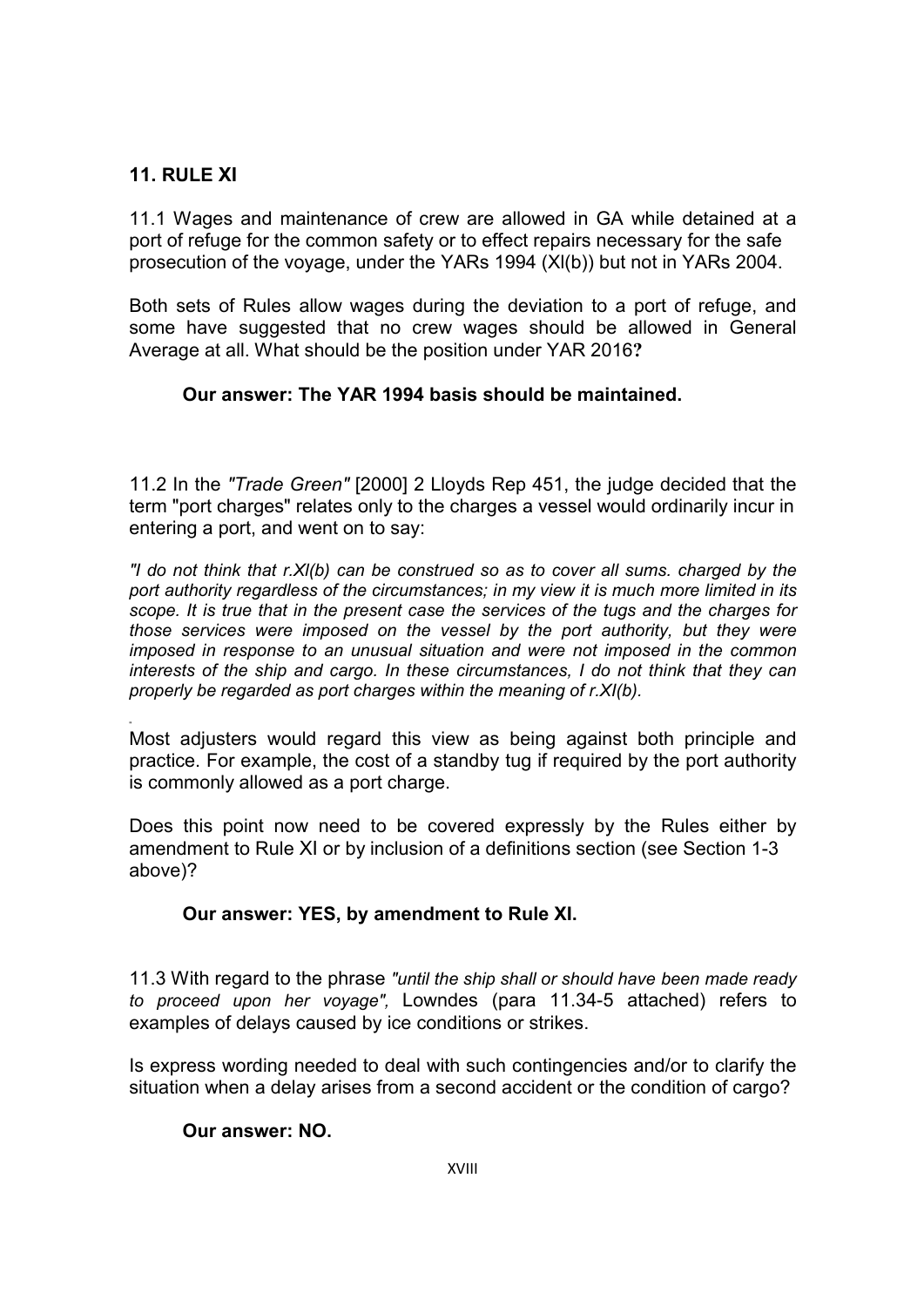## 11. RULE XI

11.1 Wages and maintenance of crew are allowed in GA while detained at a port of refuge for the common safety or to effect repairs necessary for the safe prosecution of the voyage, under the YARs 1994 (XI(b)) but not in YARs 2004.

Both sets of Rules allow wages during the deviation to a port of refuge, and some have suggested that no crew wages should be allowed in General Average at all. What should be the position under YAR 2016**?**

**Our answer: The YAR 1994 basis should be maintained.**

11.2 In the *"Trade Green"* [2000] 2 Lloyds Rep 451, the judge decided that the term "port charges" relates only to the charges a vessel would ordinarily incur in entering a port, and went on to say:

*"I do not think that r.XI(b) can be construed so as to cover all sums. charged by the port authority regardless of the circumstances; in my view it is much more limited in its scope. It is true that in the present case the services of the tugs and the charges for those services were imposed on the vessel by the port authority, but they were imposed in response to an unusual situation and were not imposed in the common interests of the ship and cargo. In these circumstances, I do not think that they can properly be regarded as port charges within the meaning of r.XI(b).*

Most adjusters would regard this view as being against both principle and practice. For example, the cost of a standby tug if required by the port authority is commonly allowed as a port charge.

Does this point now need to be covered expressly by the Rules either by amendment to Rule XI or by inclusion of a definitions section (see Section 1-3 above)?

**Our answer: YES, by amendment to Rule XI.**

11.3 With regard to the phrase *"until the ship shall or should have been made ready to proceed upon her voyage",* Lowndes (para 11.34-5 attached) refers to examples of delays caused by ice conditions or strikes.

Is express wording needed to deal with such contingencies and/or to clarify the situation when a delay arises from a second accident or the condition of cargo?

**Our answer: NO.**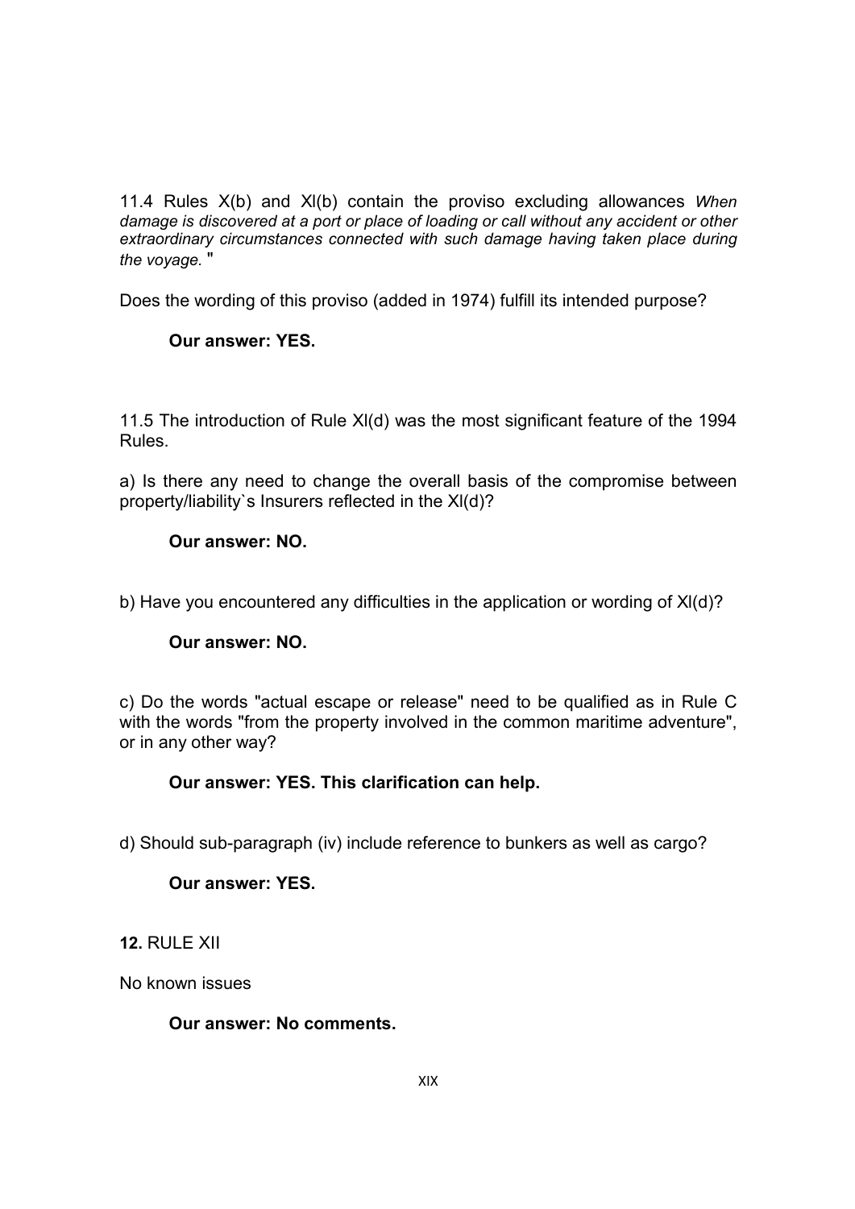11.4 Rules X(b) and Xl(b) contain the proviso excluding allowances *When damage is discovered at a port or place of loading or call without any accident or other extraordinary circumstances connected with such damage having taken place during the voyage.* "

Does the wording of this proviso (added in 1974) fulfill its intended purpose?

**Our answer: YES.**

11.5 The introduction of Rule Xl(d) was the most significant feature of the 1994 Rules.

a) Is there any need to change the overall basis of the compromise between property/liability`s Insurers reflected in the Xl(d)?

**Our answer: NO.**

b) Have you encountered any difficulties in the application or wording of Xl(d)?

**Our answer: NO.**

c) Do the words "actual escape or release" need to be qualified as in Rule C with the words "from the property involved in the common maritime adventure", or in any other way?

**Our answer: YES. This clarification can help.**

d) Should sub-paragraph (iv) include reference to bunkers as well as cargo?

**Our answer: YES.**

**12.** RULE XII

No known issues

**Our answer: No comments.**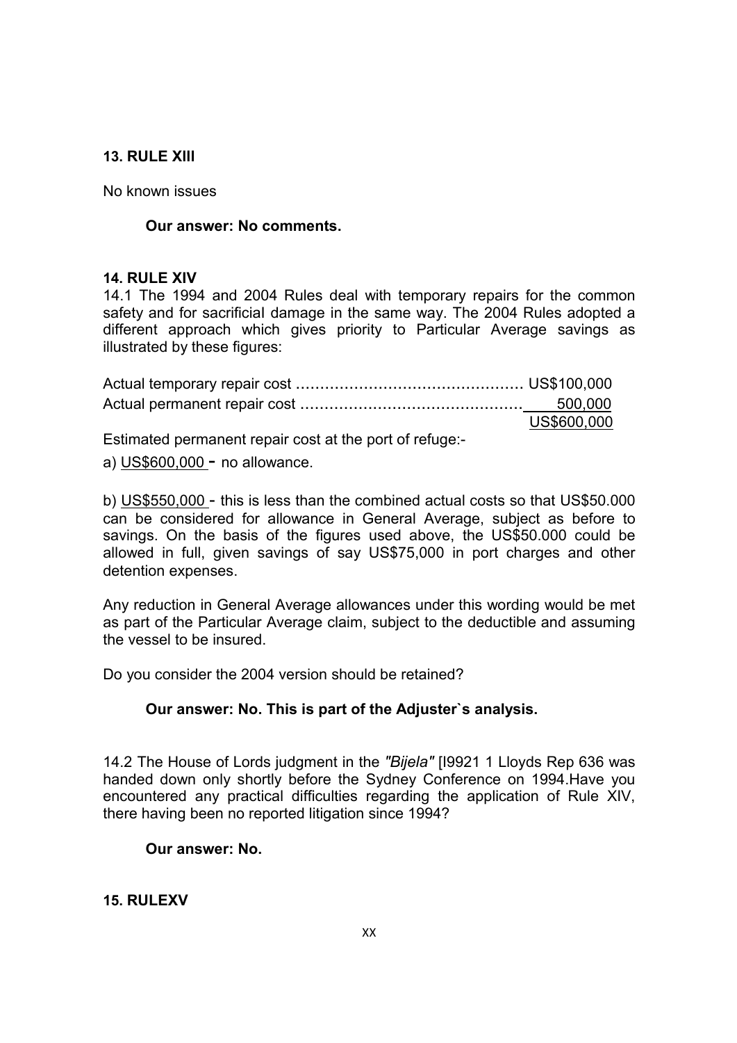**13. RULE XIII**

No known issues

**Our answer: No comments.**

**14. RULE XIV**

14.1 The 1994 and 2004 Rules deal with temporary repairs for the common safety and for sacrificial damage in the same way. The 2004 Rules adopted a different approach which gives priority to Particular Average savings as illustrated by these figures:

| | |
|---|---|
| Actual temporary repair cost ……………………………………… | US$100,000 |
| Actual permanent repair cost ……………………………………… | 500,000 |
| | US$600,000 |

Estimated permanent repair cost at the port of refuge:-

a) US$600,000 - no allowance.

b) US$550,000 - this is less than the combined actual costs so that US$50.000 can be considered for allowance in General Average, subject as before to savings. On the basis of the figures used above, the US$50.000 could be allowed in full, given savings of say US$75,000 in port charges and other detention expenses.

Any reduction in General Average allowances under this wording would be met as part of the Particular Average claim, subject to the deductible and assuming the vessel to be insured.

Do you consider the 2004 version should be retained?

**Our answer: No. This is part of the Adjuster`s analysis.**

14.2 The House of Lords judgment in the *"Bijela"* [I9921 1 Lloyds Rep 636 was handed down only shortly before the Sydney Conference on 1994.Have you encountered any practical difficulties regarding the application of Rule XIV, there having been no reported litigation since 1994?

**Our answer: No.**

**15. RULEXV**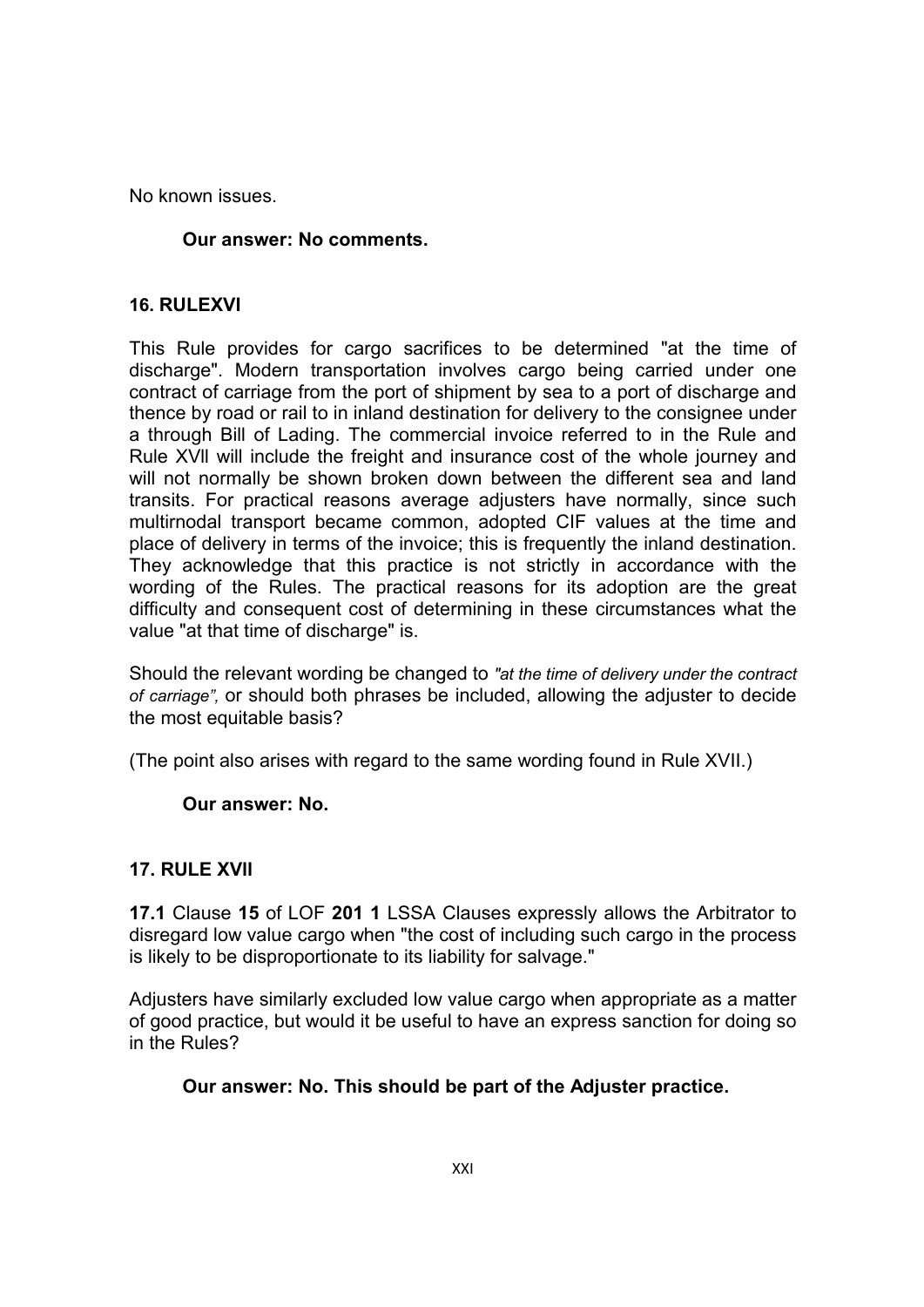No known issues.

**Our answer: No comments.**

**16. RULEXVI**

This Rule provides for cargo sacrifices to be determined "at the time of discharge". Modern transportation involves cargo being carried under one contract of carriage from the port of shipment by sea to a port of discharge and thence by road or rail to in inland destination for delivery to the consignee under a through Bill of Lading. The commercial invoice referred to in the Rule and Rule XVll will include the freight and insurance cost of the whole journey and will not normally be shown broken down between the different sea and land transits. For practical reasons average adjusters have normally, since such multirnodal transport became common, adopted CIF values at the time and place of delivery in terms of the invoice; this is frequently the inland destination. They acknowledge that this practice is not strictly in accordance with the wording of the Rules. The practical reasons for its adoption are the great difficulty and consequent cost of determining in these circumstances what the value "at that time of discharge" is.

Should the relevant wording be changed to *"at the time of delivery under the contract of carriage",* or should both phrases be included, allowing the adjuster to decide the most equitable basis?

(The point also arises with regard to the same wording found in Rule XVII.)

**Our answer: No.**

**17. RULE XVII**

**17.1** Clause **15** of LOF **201 1** LSSA Clauses expressly allows the Arbitrator to disregard low value cargo when "the cost of including such cargo in the process is likely to be disproportionate to its liability for salvage."

Adjusters have similarly excluded low value cargo when appropriate as a matter of good practice, but would it be useful to have an express sanction for doing so in the Rules?

**Our answer: No. This should be part of the Adjuster practice.**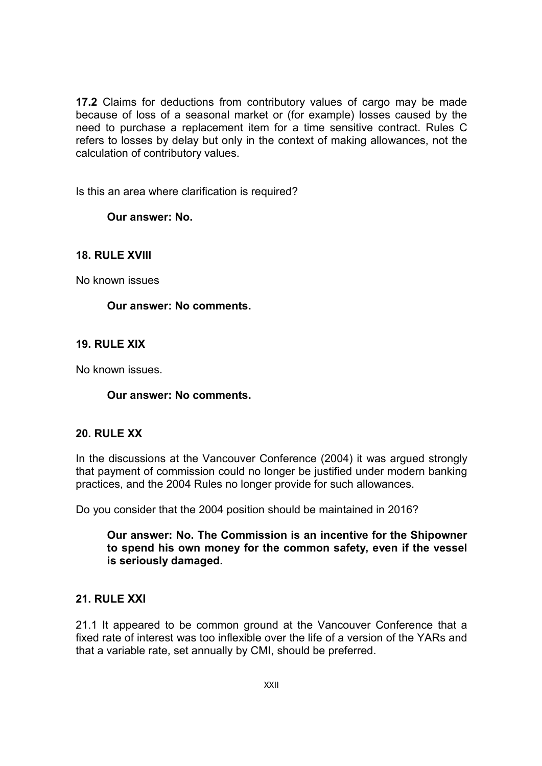**17.2** Claims for deductions from contributory values of cargo may be made because of loss of a seasonal market or (for example) losses caused by the need to purchase a replacement item for a time sensitive contract. Rules C refers to losses by delay but only in the context of making allowances, not the calculation of contributory values.

Is this an area where clarification is required?

> **Our answer: No.**

## 18. RULE XVIII

No known issues

> **Our answer: No comments.**

## 19. RULE XIX

No known issues.

> **Our answer: No comments.**

## 20. RULE XX

In the discussions at the Vancouver Conference (2004) it was argued strongly that payment of commission could no longer be justified under modern banking practices, and the 2004 Rules no longer provide for such allowances.

Do you consider that the 2004 position should be maintained in 2016?

> **Our answer: No. The Commission is an incentive for the Shipowner to spend his own money for the common safety, even if the vessel is seriously damaged.**

## 21. RULE XXI

21.1 It appeared to be common ground at the Vancouver Conference that a fixed rate of interest was too inflexible over the life of a version of the YARs and that a variable rate, set annually by CMI, should be preferred.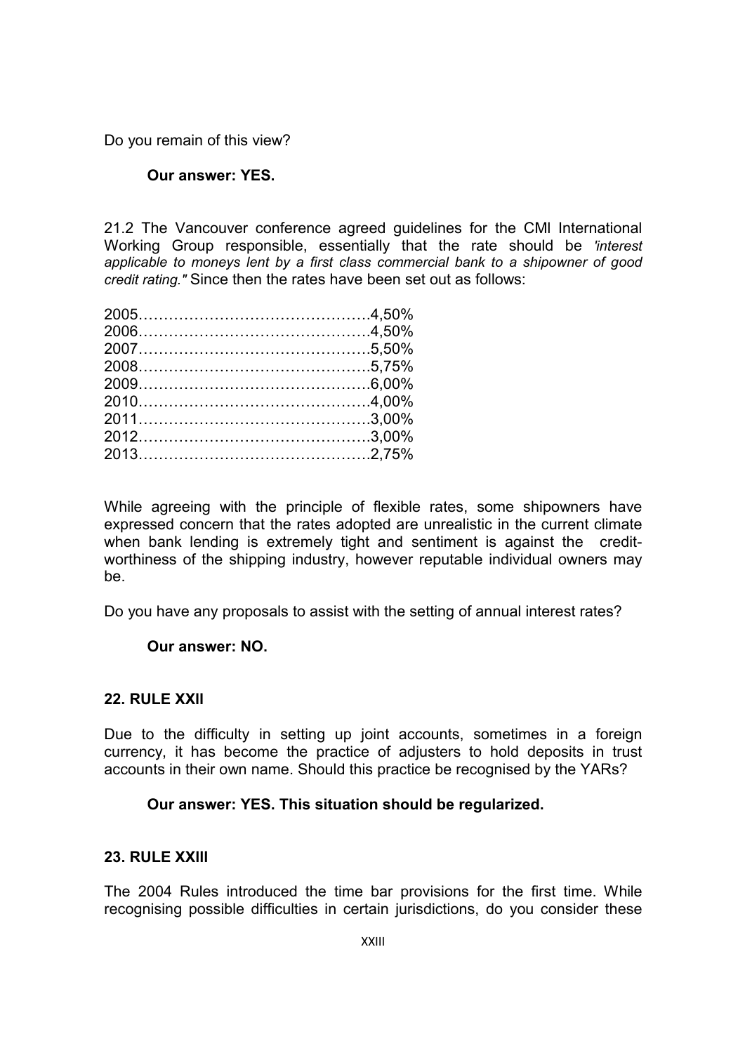Do you remain of this view?

**Our answer: YES.**

21.2 The Vancouver conference agreed guidelines for the CMI International Working Group responsible, essentially that the rate should be *'interest applicable to moneys lent by a first class commercial bank to a shipowner of good credit rating."* Since then the rates have been set out as follows:

2005……………………………………….4,50%
2006……………………………………….4,50%
2007……………………………………….5,50%
2008……………………………………….5,75%
2009……………………………………….6,00%
2010……………………………………….4,00%
2011……………………………………….3,00%
2012……………………………………….3,00%
2013……………………………………….2,75%

While agreeing with the principle of flexible rates, some shipowners have expressed concern that the rates adopted are unrealistic in the current climate when bank lending is extremely tight and sentiment is against the credit-worthiness of the shipping industry, however reputable individual owners may be.

Do you have any proposals to assist with the setting of annual interest rates?

**Our answer: NO.**

### 22. RULE XXII

Due to the difficulty in setting up joint accounts, sometimes in a foreign currency, it has become the practice of adjusters to hold deposits in trust accounts in their own name. Should this practice be recognised by the YARs?

**Our answer: YES. This situation should be regularized.**

### 23. RULE XXIII

The 2004 Rules introduced the time bar provisions for the first time. While recognising possible difficulties in certain jurisdictions, do you consider these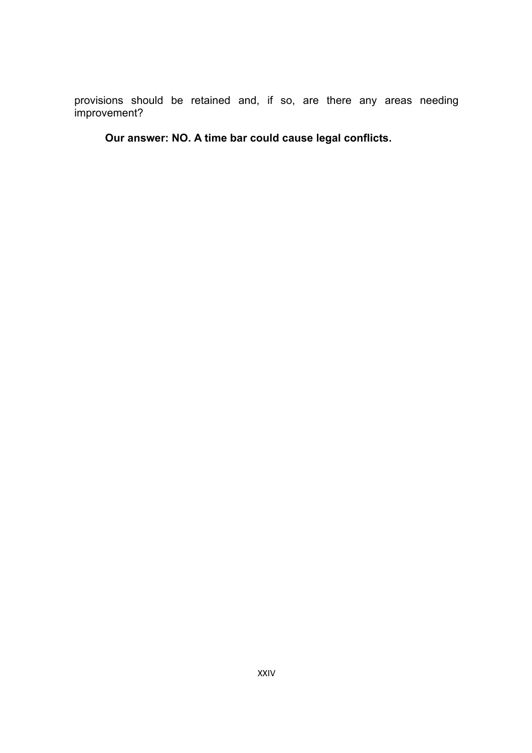provisions should be retained and, if so, are there any areas needing improvement?

**Our answer: NO. A time bar could cause legal conflicts.**